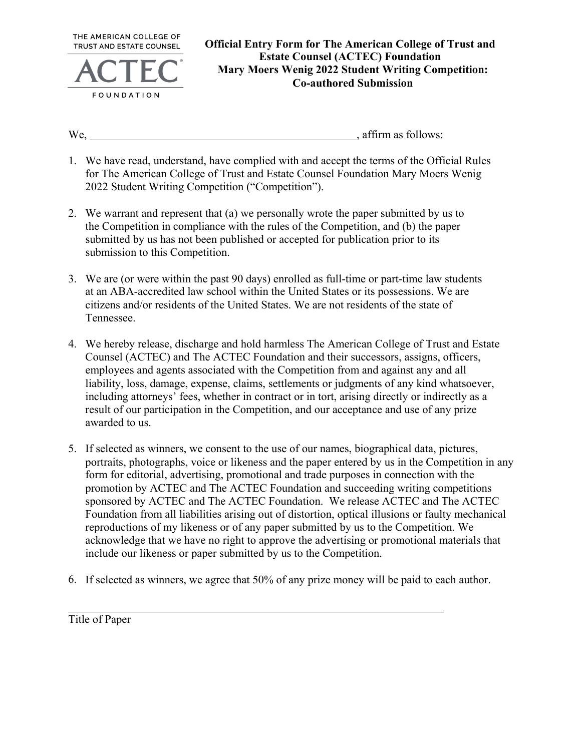THE AMERICAN COLLEGE OF TRUST AND ESTATE COUNSEL

ACTEC

FOUNDATION

# Official Entry Form for The American College of Trust and Estate Counsel (ACTEC) Foundation Mary Moers Wenig 2022 Student Writing Competition: Co-authored Submission

We, \_\_\_\_\_\_\_\_\_\_\_\_\_\_\_\_\_\_\_\_\_\_\_\_\_\_\_\_\_\_\_\_\_\_\_\_\_\_\_\_\_\_\_\_, affirm as follows:

1. We have read, understand, have complied with and accept the terms of the Official Rules for The American College of Trust and Estate Counsel Foundation Mary Moers Wenig 2022 Student Writing Competition ("Competition").

2. We warrant and represent that (a) we personally wrote the paper submitted by us to the Competition in compliance with the rules of the Competition, and (b) the paper submitted by us has not been published or accepted for publication prior to its submission to this Competition.

3. We are (or were within the past 90 days) enrolled as full-time or part-time law students at an ABA-accredited law school within the United States or its possessions. We are citizens and/or residents of the United States. We are not residents of the state of Tennessee.

4. We hereby release, discharge and hold harmless The American College of Trust and Estate Counsel (ACTEC) and The ACTEC Foundation and their successors, assigns, officers, employees and agents associated with the Competition from and against any and all liability, loss, damage, expense, claims, settlements or judgments of any kind whatsoever, including attorneys' fees, whether in contract or in tort, arising directly or indirectly as a result of our participation in the Competition, and our acceptance and use of any prize awarded to us.

5. If selected as winners, we consent to the use of our names, biographical data, pictures, portraits, photographs, voice or likeness and the paper entered by us in the Competition in any form for editorial, advertising, promotional and trade purposes in connection with the promotion by ACTEC and The ACTEC Foundation and succeeding writing competitions sponsored by ACTEC and The ACTEC Foundation. We release ACTEC and The ACTEC Foundation from all liabilities arising out of distortion, optical illusions or faulty mechanical reproductions of my likeness or of any paper submitted by us to the Competition. We acknowledge that we have no right to approve the advertising or promotional materials that include our likeness or paper submitted by us to the Competition.

6. If selected as winners, we agree that 50% of any prize money will be paid to each author.

\_\_\_\_\_\_\_\_\_\_\_\_\_\_\_\_\_\_\_\_\_\_\_\_\_\_\_\_\_\_\_\_\_\_\_\_\_\_\_\_\_\_\_\_\_\_\_\_\_\_\_\_\_\_\_\_

Title of Paper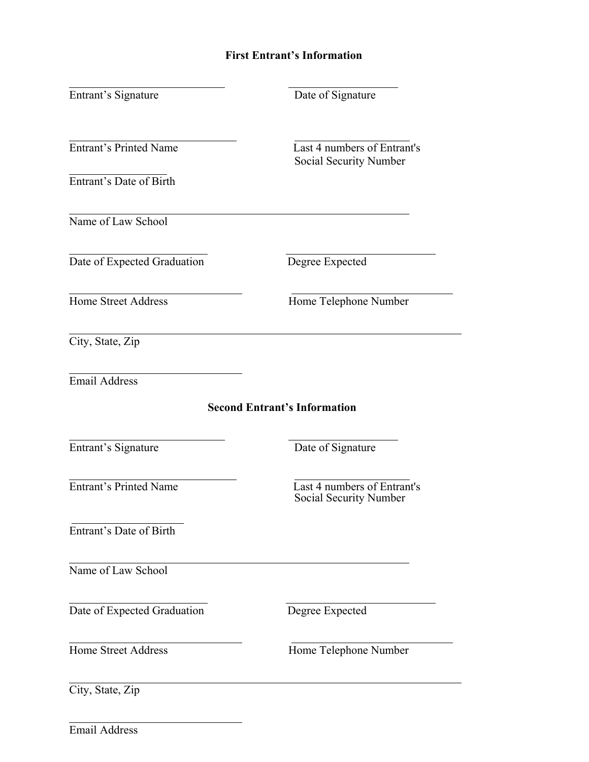## First Entrant's Information

______________________________ ______________________
Entrant's Signature Date of Signature

______________________________ ______________________
Entrant's Printed Name Last 4 numbers of Entrant's Social Security Number

____________________
Entrant's Date of Birth

____________________________________________________________
Name of Law School

_________________________ ___________________________
Date of Expected Graduation Degree Expected

_______________________________ _____________________________
Home Street Address Home Telephone Number

______________________________________________________________________
City, State, Zip

_______________________________
Email Address

## Second Entrant's Information

______________________________ ______________________
Entrant's Signature Date of Signature

______________________________ ______________________
Entrant's Printed Name Last 4 numbers of Entrant's Social Security Number

____________________
Entrant's Date of Birth

____________________________________________________________
Name of Law School

_________________________ ___________________________
Date of Expected Graduation Degree Expected

_______________________________ _____________________________
Home Street Address Home Telephone Number

______________________________________________________________________
City, State, Zip

_______________________________
Email Address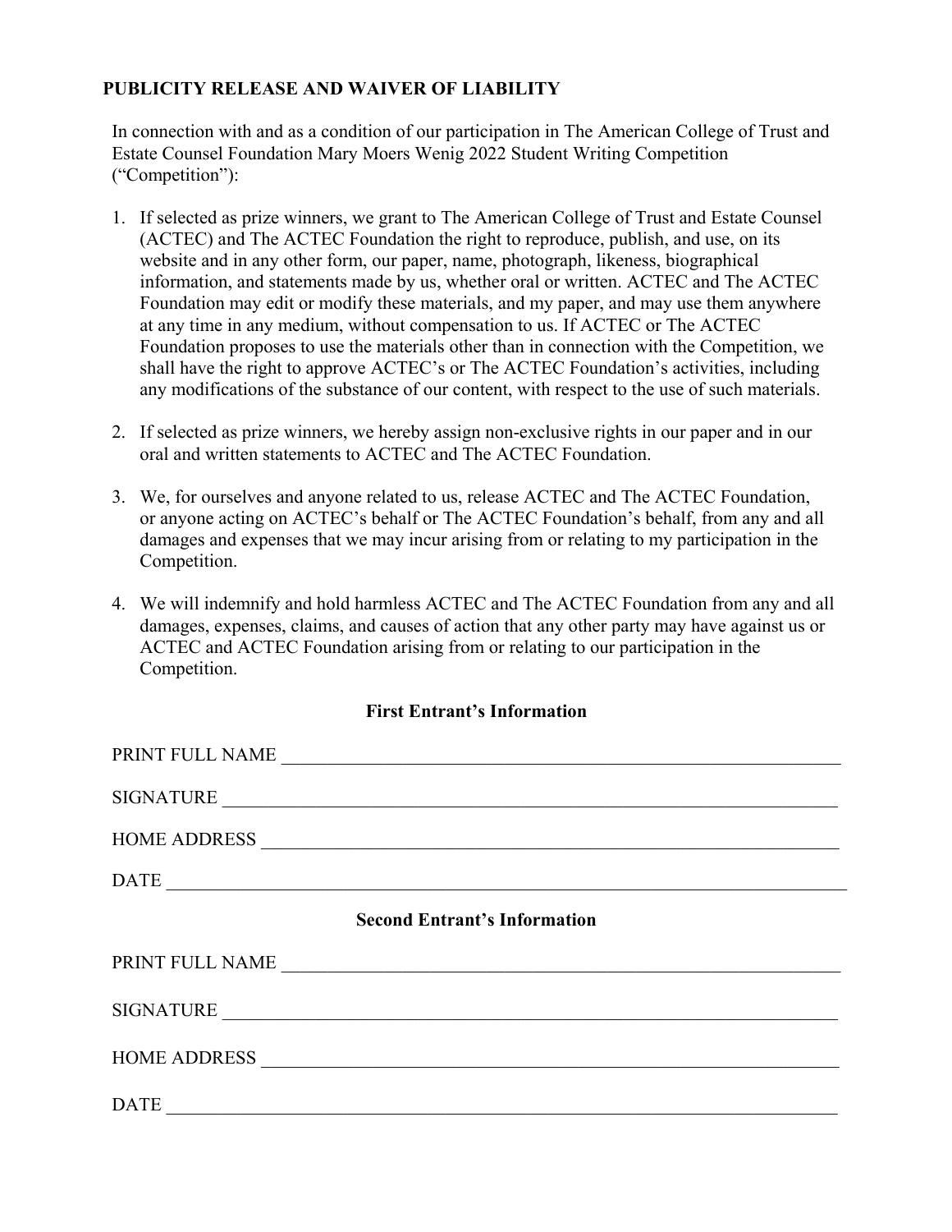**PUBLICITY RELEASE AND WAIVER OF LIABILITY**

In connection with and as a condition of our participation in The American College of Trust and Estate Counsel Foundation Mary Moers Wenig 2022 Student Writing Competition ("Competition"):

1. If selected as prize winners, we grant to The American College of Trust and Estate Counsel (ACTEC) and The ACTEC Foundation the right to reproduce, publish, and use, on its website and in any other form, our paper, name, photograph, likeness, biographical information, and statements made by us, whether oral or written. ACTEC and The ACTEC Foundation may edit or modify these materials, and my paper, and may use them anywhere at any time in any medium, without compensation to us. If ACTEC or The ACTEC Foundation proposes to use the materials other than in connection with the Competition, we shall have the right to approve ACTEC's or The ACTEC Foundation's activities, including any modifications of the substance of our content, with respect to the use of such materials.

2. If selected as prize winners, we hereby assign non-exclusive rights in our paper and in our oral and written statements to ACTEC and The ACTEC Foundation.

3. We, for ourselves and anyone related to us, release ACTEC and The ACTEC Foundation, or anyone acting on ACTEC's behalf or The ACTEC Foundation's behalf, from any and all damages and expenses that we may incur arising from or relating to my participation in the Competition.

4. We will indemnify and hold harmless ACTEC and The ACTEC Foundation from any and all damages, expenses, claims, and causes of action that any other party may have against us or ACTEC and ACTEC Foundation arising from or relating to our participation in the Competition.

**First Entrant's Information**

PRINT FULL NAME ______________________________________________

SIGNATURE ______________________________________________

HOME ADDRESS ______________________________________________

DATE ______________________________________________

**Second Entrant's Information**

PRINT FULL NAME ______________________________________________

SIGNATURE ______________________________________________

HOME ADDRESS ______________________________________________

DATE ______________________________________________